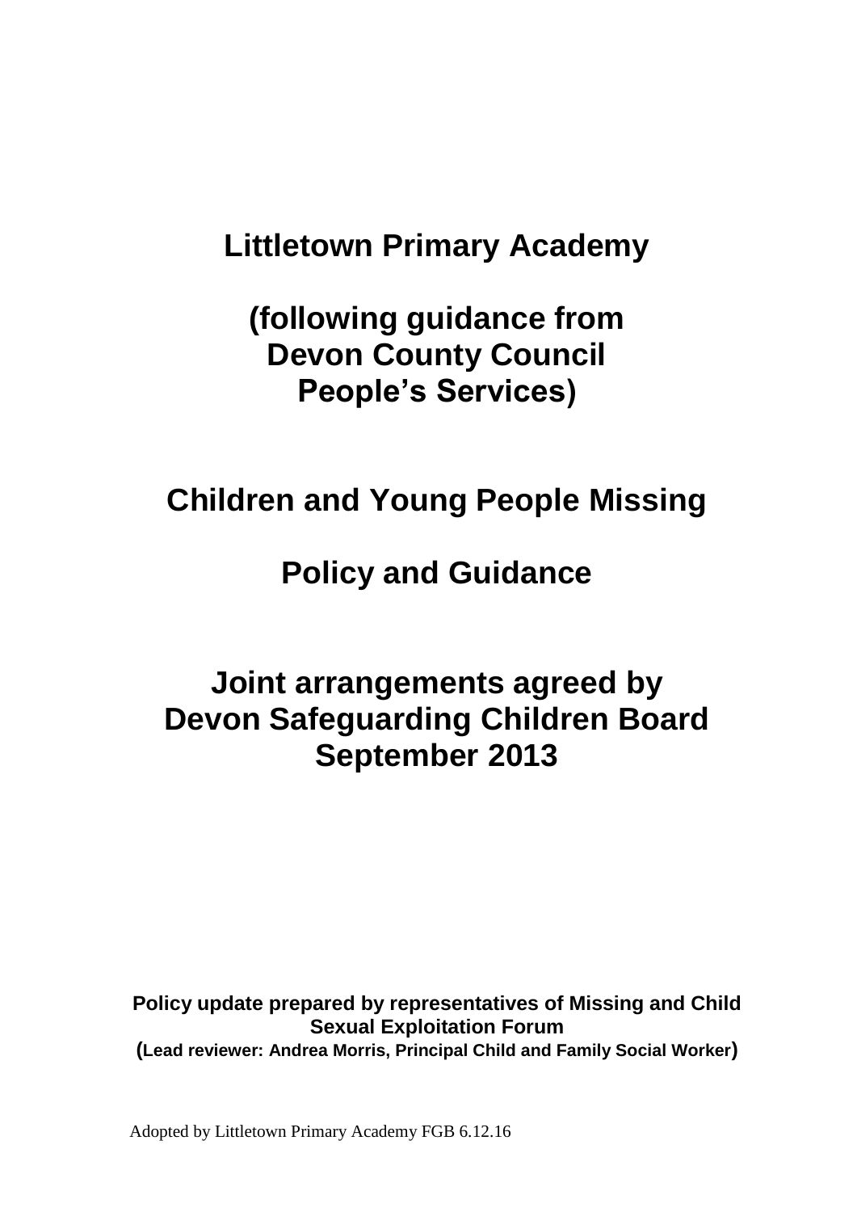# Littletown Primary Academy

## (following guidance from Devon County Council People's Services)

# Children and Young People Missing

# Policy and Guidance

## Joint arrangements agreed by Devon Safeguarding Children Board September 2013

**Policy update prepared by representatives of Missing and Child Sexual Exploitation Forum**
**(Lead reviewer: Andrea Morris, Principal Child and Family Social Worker)**

Adopted by Littletown Primary Academy FGB 6.12.16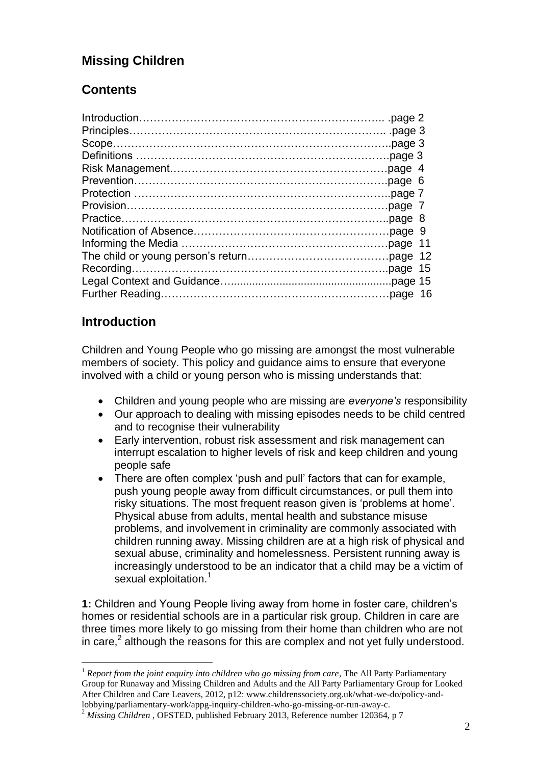## Missing Children

## Contents

| | |
|---|---|
| Introduction | page 2 |
| Principles | page 3 |
| Scope | page 3 |
| Definitions | page 3 |
| Risk Management | page 4 |
| Prevention | page 6 |
| Protection | page 7 |
| Provision | page 7 |
| Practice | page 8 |
| Notification of Absence | page 9 |
| Informing the Media | page 11 |
| The child or young person's return | page 12 |
| Recording | page 15 |
| Legal Context and Guidance | page 15 |
| Further Reading | page 16 |

## Introduction

Children and Young People who go missing are amongst the most vulnerable members of society. This policy and guidance aims to ensure that everyone involved with a child or young person who is missing understands that:

- Children and young people who are missing are *everyone's* responsibility
- Our approach to dealing with missing episodes needs to be child centred and to recognise their vulnerability
- Early intervention, robust risk assessment and risk management can interrupt escalation to higher levels of risk and keep children and young people safe
- There are often complex 'push and pull' factors that can for example, push young people away from difficult circumstances, or pull them into risky situations. The most frequent reason given is 'problems at home'. Physical abuse from adults, mental health and substance misuse problems, and involvement in criminality are commonly associated with children running away. Missing children are at a high risk of physical and sexual abuse, criminality and homelessness. Persistent running away is increasingly understood to be an indicator that a child may be a victim of sexual exploitation.[1]

**1:** Children and Young People living away from home in foster care, children's homes or residential schools are in a particular risk group. Children in care are three times more likely to go missing from their home than children who are not in care,[2] although the reasons for this are complex and not yet fully understood.

---

[1] *Report from the joint enquiry into children who go missing from care*, The All Party Parliamentary Group for Runaway and Missing Children and Adults and the All Party Parliamentary Group for Looked After Children and Care Leavers, 2012, p12: www.childrenssociety.org.uk/what-we-do/policy-and-lobbying/parliamentary-work/appg-inquiry-children-who-go-missing-or-run-away-c.

[2] *Missing Children* , OFSTED, published February 2013, Reference number 120364, p 7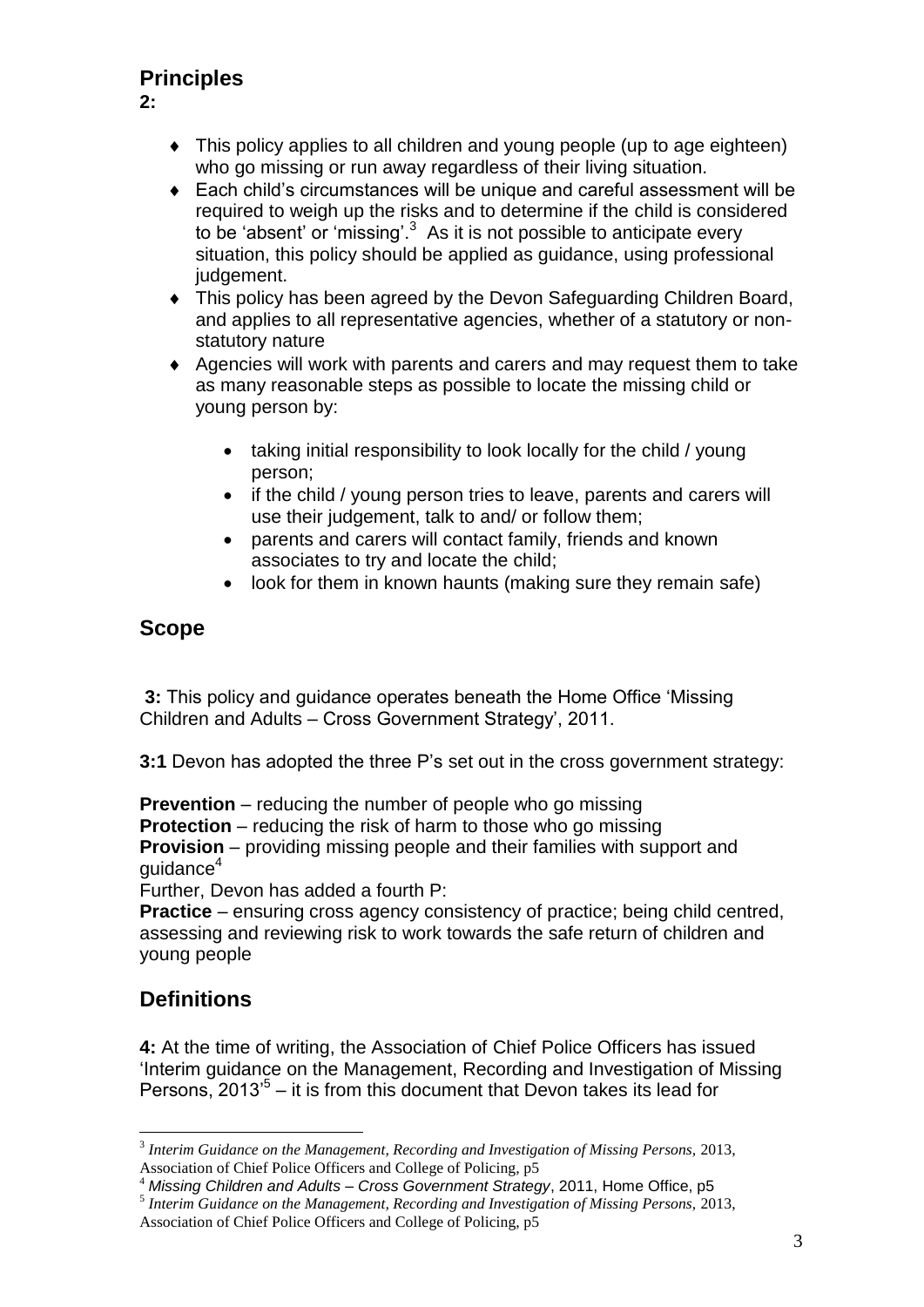## Principles

**2:**

- This policy applies to all children and young people (up to age eighteen) who go missing or run away regardless of their living situation.
- Each child's circumstances will be unique and careful assessment will be required to weigh up the risks and to determine if the child is considered to be 'absent' or 'missing'.[3] As it is not possible to anticipate every situation, this policy should be applied as guidance, using professional judgement.
- This policy has been agreed by the Devon Safeguarding Children Board, and applies to all representative agencies, whether of a statutory or non-statutory nature
- Agencies will work with parents and carers and may request them to take as many reasonable steps as possible to locate the missing child or young person by:
  - taking initial responsibility to look locally for the child / young person;
  - if the child / young person tries to leave, parents and carers will use their judgement, talk to and/ or follow them;
  - parents and carers will contact family, friends and known associates to try and locate the child;
  - look for them in known haunts (making sure they remain safe)

## Scope

**3:** This policy and guidance operates beneath the Home Office 'Missing Children and Adults – Cross Government Strategy', 2011.

**3:1** Devon has adopted the three P's set out in the cross government strategy:

**Prevention** – reducing the number of people who go missing
**Protection** – reducing the risk of harm to those who go missing
**Provision** – providing missing people and their families with support and guidance[4]
Further, Devon has added a fourth P:
**Practice** – ensuring cross agency consistency of practice; being child centred, assessing and reviewing risk to work towards the safe return of children and young people

## Definitions

**4:** At the time of writing, the Association of Chief Police Officers has issued 'Interim guidance on the Management, Recording and Investigation of Missing Persons, 2013'[5] – it is from this document that Devon takes its lead for

---

[3] *Interim Guidance on the Management, Recording and Investigation of Missing Persons*, 2013, Association of Chief Police Officers and College of Policing, p5

[4] *Missing Children and Adults – Cross Government Strategy*, 2011, Home Office, p5

[5] *Interim Guidance on the Management, Recording and Investigation of Missing Persons*, 2013, Association of Chief Police Officers and College of Policing, p5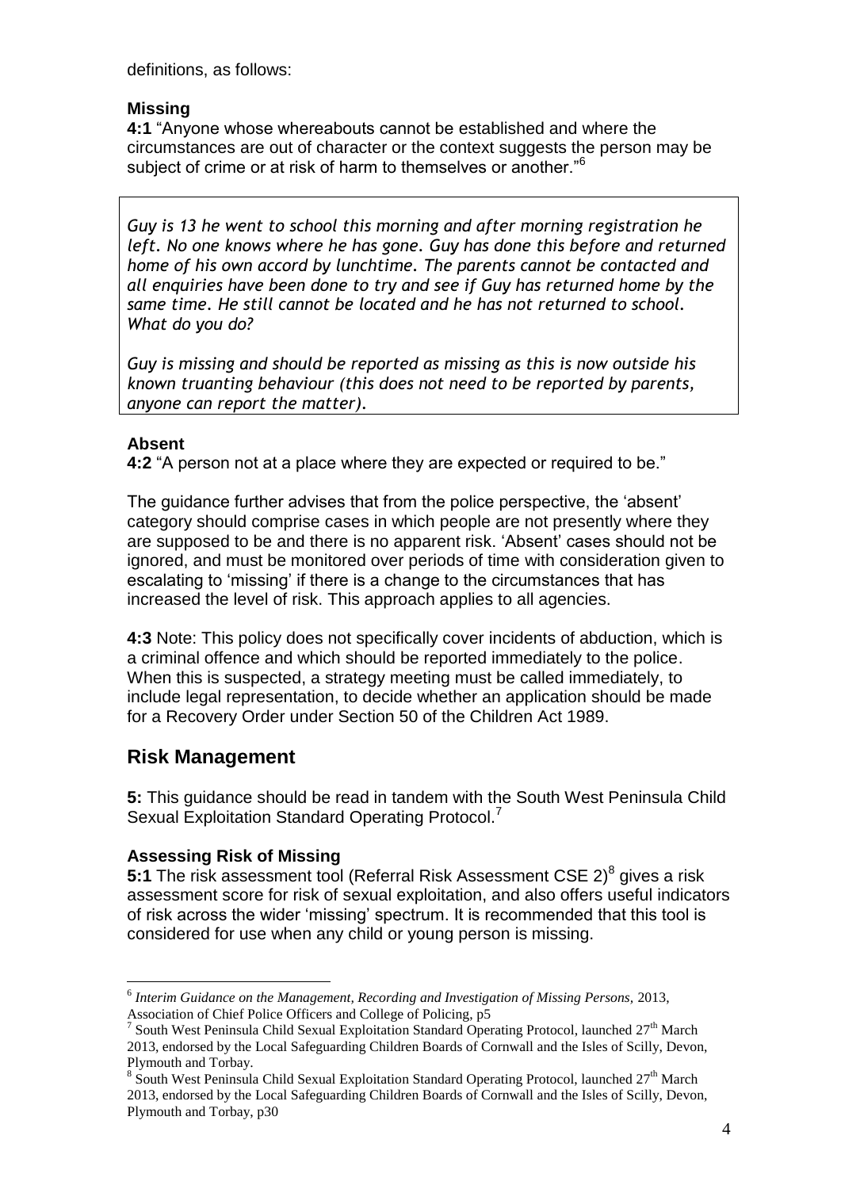definitions, as follows:

### Missing

**4:1** "Anyone whose whereabouts cannot be established and where the circumstances are out of character or the context suggests the person may be subject of crime or at risk of harm to themselves or another."[6]

> *Guy is 13 he went to school this morning and after morning registration he left. No one knows where he has gone. Guy has done this before and returned home of his own accord by lunchtime. The parents cannot be contacted and all enquiries have been done to try and see if Guy has returned home by the same time. He still cannot be located and he has not returned to school. What do you do?*
>
> *Guy is missing and should be reported as missing as this is now outside his known truanting behaviour (this does not need to be reported by parents, anyone can report the matter).*

### Absent

**4:2** "A person not at a place where they are expected or required to be."

The guidance further advises that from the police perspective, the 'absent' category should comprise cases in which people are not presently where they are supposed to be and there is no apparent risk. 'Absent' cases should not be ignored, and must be monitored over periods of time with consideration given to escalating to 'missing' if there is a change to the circumstances that has increased the level of risk. This approach applies to all agencies.

**4:3** Note: This policy does not specifically cover incidents of abduction, which is a criminal offence and which should be reported immediately to the police. When this is suspected, a strategy meeting must be called immediately, to include legal representation, to decide whether an application should be made for a Recovery Order under Section 50 of the Children Act 1989.

## Risk Management

**5:** This guidance should be read in tandem with the South West Peninsula Child Sexual Exploitation Standard Operating Protocol.[7]

### Assessing Risk of Missing

**5:1** The risk assessment tool (Referral Risk Assessment CSE 2)[8] gives a risk assessment score for risk of sexual exploitation, and also offers useful indicators of risk across the wider 'missing' spectrum. It is recommended that this tool is considered for use when any child or young person is missing.

---

[6] *Interim Guidance on the Management, Recording and Investigation of Missing Persons,* 2013, Association of Chief Police Officers and College of Policing, p5

[7] South West Peninsula Child Sexual Exploitation Standard Operating Protocol, launched 27th March 2013, endorsed by the Local Safeguarding Children Boards of Cornwall and the Isles of Scilly, Devon, Plymouth and Torbay.

[8] South West Peninsula Child Sexual Exploitation Standard Operating Protocol, launched 27th March 2013, endorsed by the Local Safeguarding Children Boards of Cornwall and the Isles of Scilly, Devon, Plymouth and Torbay, p30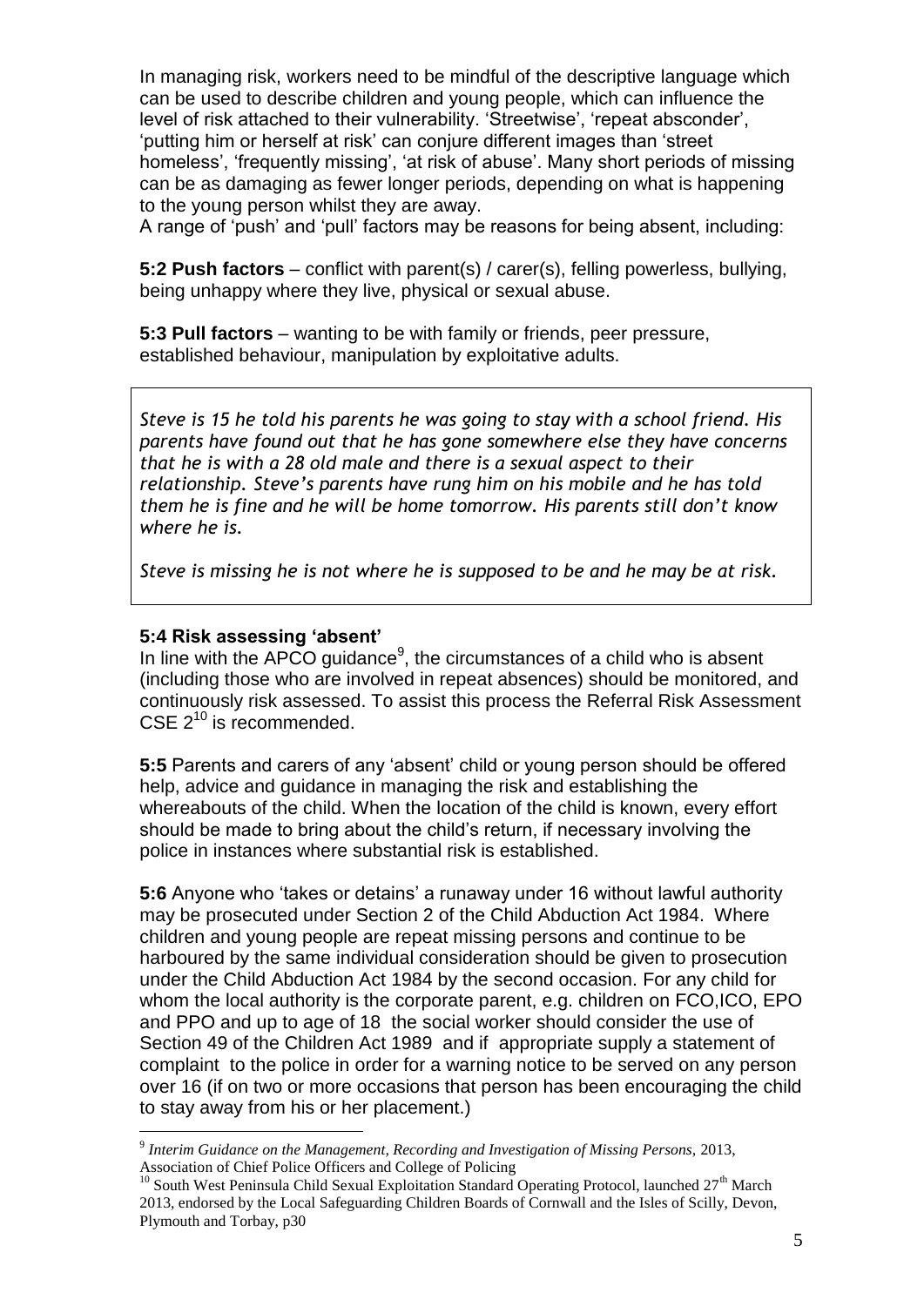In managing risk, workers need to be mindful of the descriptive language which can be used to describe children and young people, which can influence the level of risk attached to their vulnerability. 'Streetwise', 'repeat absconder', 'putting him or herself at risk' can conjure different images than 'street homeless', 'frequently missing', 'at risk of abuse'. Many short periods of missing can be as damaging as fewer longer periods, depending on what is happening to the young person whilst they are away.

A range of 'push' and 'pull' factors may be reasons for being absent, including:

**5:2 Push factors** – conflict with parent(s) / carer(s), felling powerless, bullying, being unhappy where they live, physical or sexual abuse.

**5:3 Pull factors** – wanting to be with family or friends, peer pressure, established behaviour, manipulation by exploitative adults.

> *Steve is 15 he told his parents he was going to stay with a school friend. His parents have found out that he has gone somewhere else they have concerns that he is with a 28 old male and there is a sexual aspect to their relationship. Steve's parents have rung him on his mobile and he has told them he is fine and he will be home tomorrow. His parents still don't know where he is.*
>
> *Steve is missing he is not where he is supposed to be and he may be at risk.*

**5:4 Risk assessing 'absent'**

In line with the APCO guidance[9], the circumstances of a child who is absent (including those who are involved in repeat absences) should be monitored, and continuously risk assessed. To assist this process the Referral Risk Assessment CSE 2[10] is recommended.

**5:5** Parents and carers of any 'absent' child or young person should be offered help, advice and guidance in managing the risk and establishing the whereabouts of the child. When the location of the child is known, every effort should be made to bring about the child's return, if necessary involving the police in instances where substantial risk is established.

**5:6** Anyone who 'takes or detains' a runaway under 16 without lawful authority may be prosecuted under Section 2 of the Child Abduction Act 1984. Where children and young people are repeat missing persons and continue to be harboured by the same individual consideration should be given to prosecution under the Child Abduction Act 1984 by the second occasion. For any child for whom the local authority is the corporate parent, e.g. children on FCO,ICO, EPO and PPO and up to age of 18 the social worker should consider the use of Section 49 of the Children Act 1989 and if appropriate supply a statement of complaint to the police in order for a warning notice to be served on any person over 16 (if on two or more occasions that person has been encouraging the child to stay away from his or her placement.)

---

[9] *Interim Guidance on the Management, Recording and Investigation of Missing Persons*, 2013, Association of Chief Police Officers and College of Policing

[10] South West Peninsula Child Sexual Exploitation Standard Operating Protocol, launched 27th March 2013, endorsed by the Local Safeguarding Children Boards of Cornwall and the Isles of Scilly, Devon, Plymouth and Torbay, p30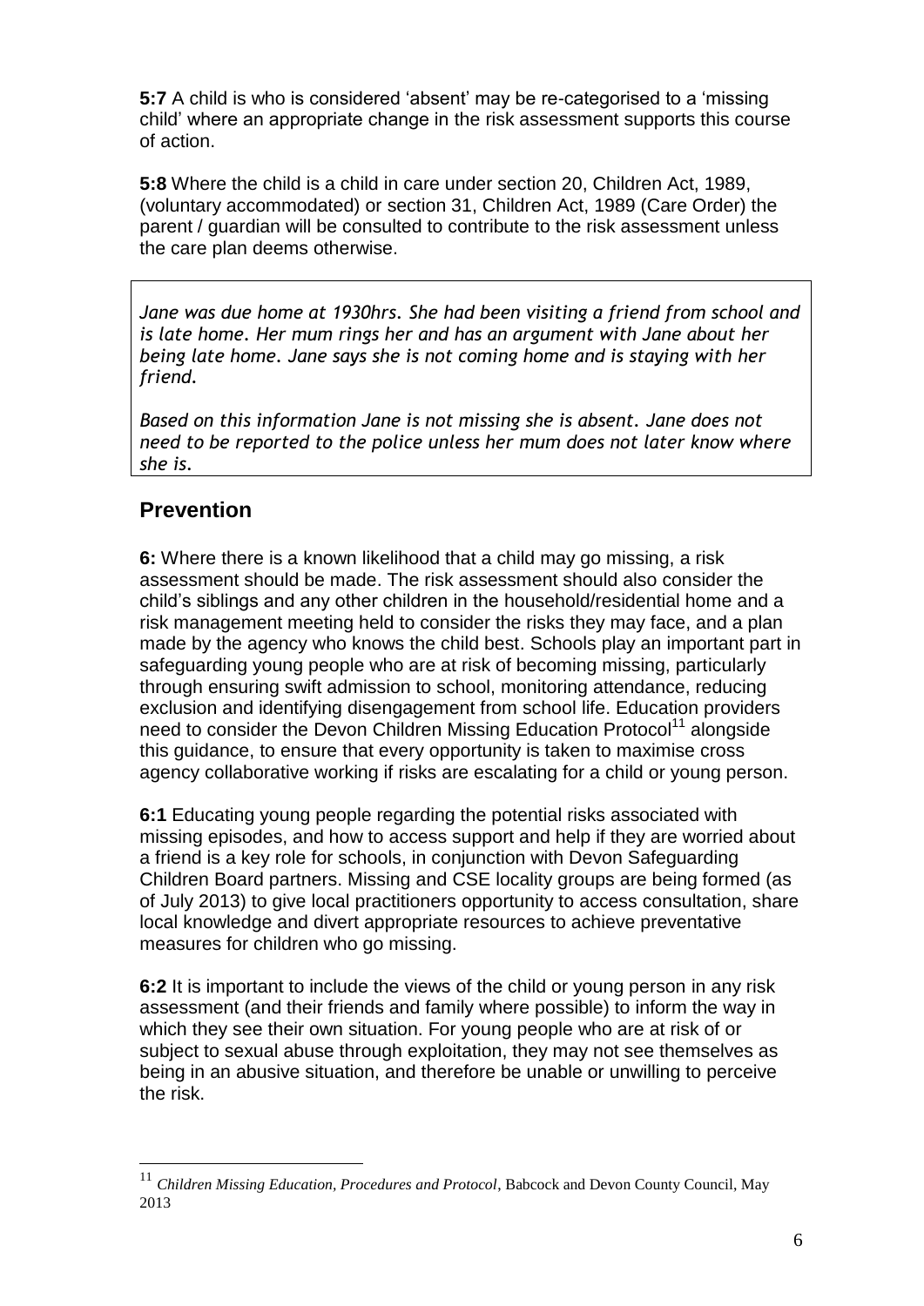**5:7** A child is who is considered 'absent' may be re-categorised to a 'missing child' where an appropriate change in the risk assessment supports this course of action.

**5:8** Where the child is a child in care under section 20, Children Act, 1989, (voluntary accommodated) or section 31, Children Act, 1989 (Care Order) the parent / guardian will be consulted to contribute to the risk assessment unless the care plan deems otherwise.

> *Jane was due home at 1930hrs. She had been visiting a friend from school and is late home. Her mum rings her and has an argument with Jane about her being late home. Jane says she is not coming home and is staying with her friend.*
>
> *Based on this information Jane is not missing she is absent. Jane does not need to be reported to the police unless her mum does not later know where she is.*

## Prevention

**6:** Where there is a known likelihood that a child may go missing, a risk assessment should be made. The risk assessment should also consider the child's siblings and any other children in the household/residential home and a risk management meeting held to consider the risks they may face, and a plan made by the agency who knows the child best. Schools play an important part in safeguarding young people who are at risk of becoming missing, particularly through ensuring swift admission to school, monitoring attendance, reducing exclusion and identifying disengagement from school life. Education providers need to consider the Devon Children Missing Education Protocol[11] alongside this guidance, to ensure that every opportunity is taken to maximise cross agency collaborative working if risks are escalating for a child or young person.

**6:1** Educating young people regarding the potential risks associated with missing episodes, and how to access support and help if they are worried about a friend is a key role for schools, in conjunction with Devon Safeguarding Children Board partners. Missing and CSE locality groups are being formed (as of July 2013) to give local practitioners opportunity to access consultation, share local knowledge and divert appropriate resources to achieve preventative measures for children who go missing.

**6:2** It is important to include the views of the child or young person in any risk assessment (and their friends and family where possible) to inform the way in which they see their own situation. For young people who are at risk of or subject to sexual abuse through exploitation, they may not see themselves as being in an abusive situation, and therefore be unable or unwilling to perceive the risk.

---

[11] *Children Missing Education, Procedures and Protocol*, Babcock and Devon County Council, May 2013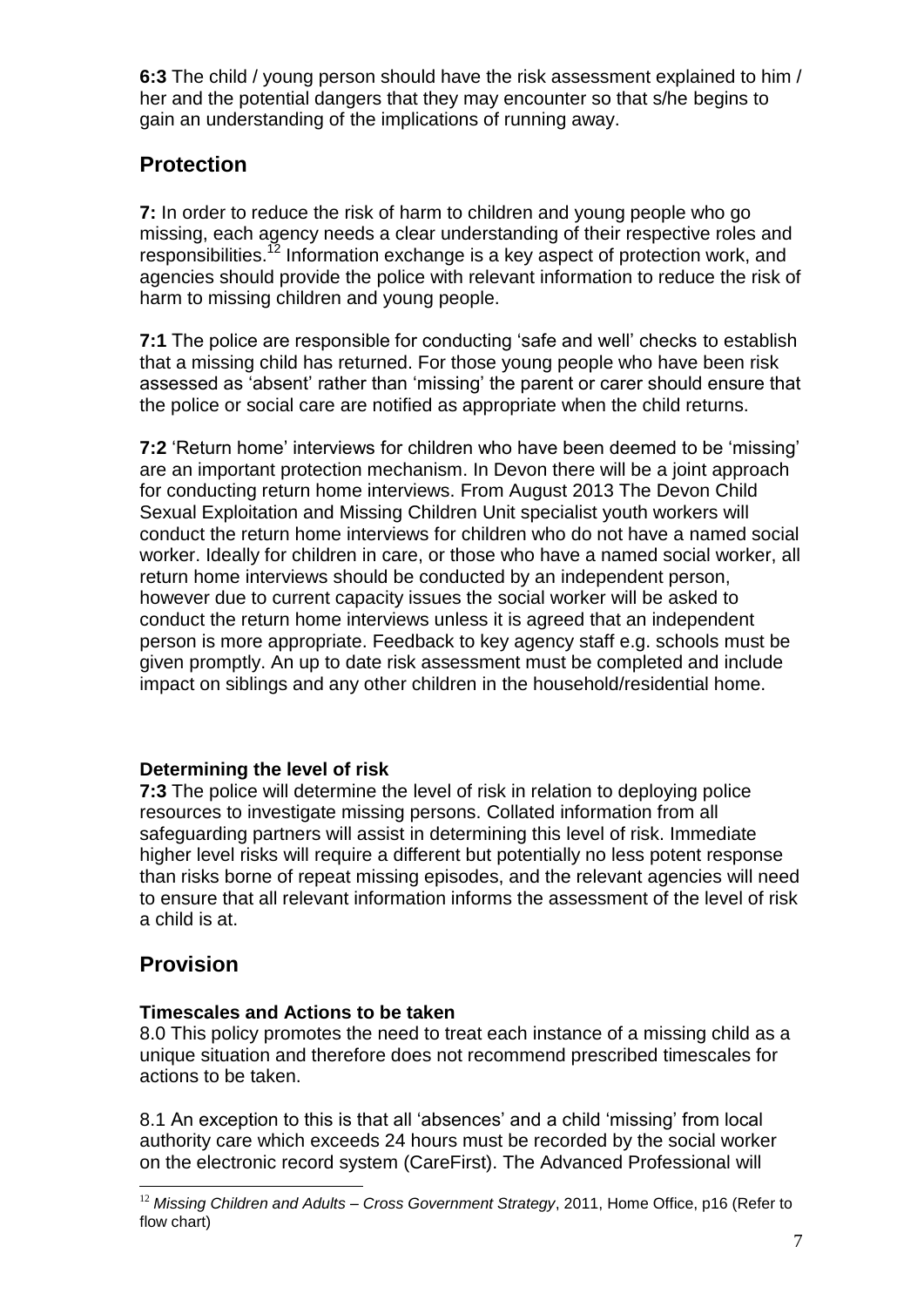**6:3** The child / young person should have the risk assessment explained to him / her and the potential dangers that they may encounter so that s/he begins to gain an understanding of the implications of running away.

## Protection

**7:** In order to reduce the risk of harm to children and young people who go missing, each agency needs a clear understanding of their respective roles and responsibilities.[12] Information exchange is a key aspect of protection work, and agencies should provide the police with relevant information to reduce the risk of harm to missing children and young people.

**7:1** The police are responsible for conducting 'safe and well' checks to establish that a missing child has returned. For those young people who have been risk assessed as 'absent' rather than 'missing' the parent or carer should ensure that the police or social care are notified as appropriate when the child returns.

**7:2** 'Return home' interviews for children who have been deemed to be 'missing' are an important protection mechanism. In Devon there will be a joint approach for conducting return home interviews. From August 2013 The Devon Child Sexual Exploitation and Missing Children Unit specialist youth workers will conduct the return home interviews for children who do not have a named social worker. Ideally for children in care, or those who have a named social worker, all return home interviews should be conducted by an independent person, however due to current capacity issues the social worker will be asked to conduct the return home interviews unless it is agreed that an independent person is more appropriate. Feedback to key agency staff e.g. schools must be given promptly. An up to date risk assessment must be completed and include impact on siblings and any other children in the household/residential home.

### Determining the level of risk

**7:3** The police will determine the level of risk in relation to deploying police resources to investigate missing persons. Collated information from all safeguarding partners will assist in determining this level of risk. Immediate higher level risks will require a different but potentially no less potent response than risks borne of repeat missing episodes, and the relevant agencies will need to ensure that all relevant information informs the assessment of the level of risk a child is at.

## Provision

### Timescales and Actions to be taken

8.0 This policy promotes the need to treat each instance of a missing child as a unique situation and therefore does not recommend prescribed timescales for actions to be taken.

8.1 An exception to this is that all 'absences' and a child 'missing' from local authority care which exceeds 24 hours must be recorded by the social worker on the electronic record system (CareFirst). The Advanced Professional will

---

[12] *Missing Children and Adults – Cross Government Strategy*, 2011, Home Office, p16 (Refer to flow chart)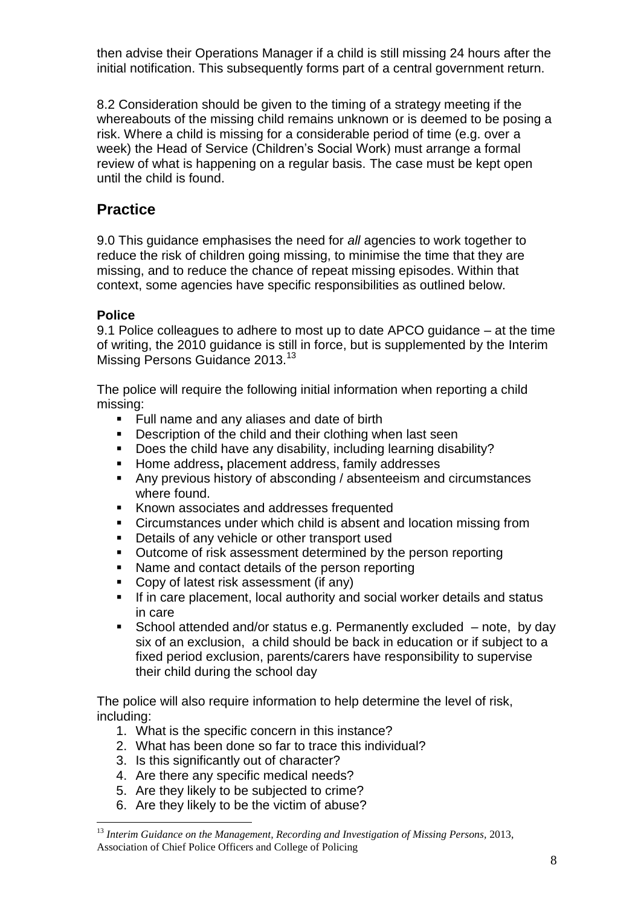then advise their Operations Manager if a child is still missing 24 hours after the initial notification. This subsequently forms part of a central government return.

8.2 Consideration should be given to the timing of a strategy meeting if the whereabouts of the missing child remains unknown or is deemed to be posing a risk. Where a child is missing for a considerable period of time (e.g. over a week) the Head of Service (Children's Social Work) must arrange a formal review of what is happening on a regular basis. The case must be kept open until the child is found.

## Practice

9.0 This guidance emphasises the need for *all* agencies to work together to reduce the risk of children going missing, to minimise the time that they are missing, and to reduce the chance of repeat missing episodes. Within that context, some agencies have specific responsibilities as outlined below.

### Police

9.1 Police colleagues to adhere to most up to date APCO guidance – at the time of writing, the 2010 guidance is still in force, but is supplemented by the Interim Missing Persons Guidance 2013.[13]

The police will require the following initial information when reporting a child missing:

- Full name and any aliases and date of birth
- Description of the child and their clothing when last seen
- Does the child have any disability, including learning disability?
- Home address**,** placement address, family addresses
- Any previous history of absconding / absenteeism and circumstances where found.
- Known associates and addresses frequented
- Circumstances under which child is absent and location missing from
- Details of any vehicle or other transport used
- Outcome of risk assessment determined by the person reporting
- Name and contact details of the person reporting
- Copy of latest risk assessment (if any)
- If in care placement, local authority and social worker details and status in care
- School attended and/or status e.g. Permanently excluded – note, by day six of an exclusion, a child should be back in education or if subject to a fixed period exclusion, parents/carers have responsibility to supervise their child during the school day

The police will also require information to help determine the level of risk, including:

1. What is the specific concern in this instance?
2. What has been done so far to trace this individual?
3. Is this significantly out of character?
4. Are there any specific medical needs?
5. Are they likely to be subjected to crime?
6. Are they likely to be the victim of abuse?

[13] *Interim Guidance on the Management, Recording and Investigation of Missing Persons,* 2013, Association of Chief Police Officers and College of Policing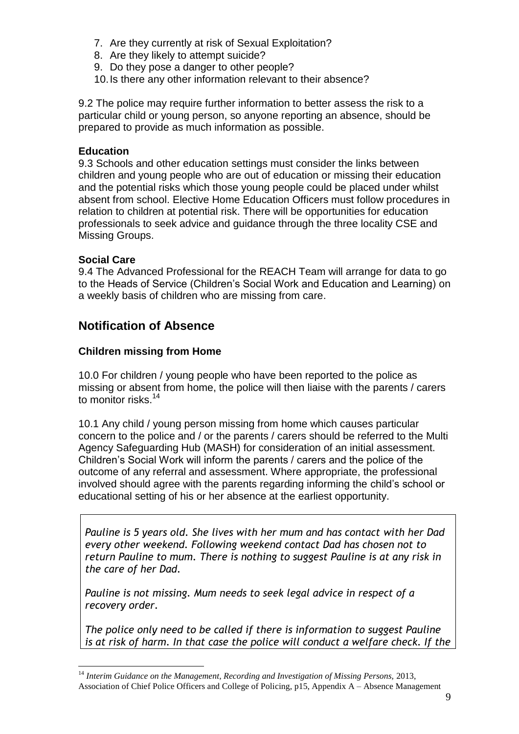7. Are they currently at risk of Sexual Exploitation?
8. Are they likely to attempt suicide?
9. Do they pose a danger to other people?
10. Is there any other information relevant to their absence?

9.2 The police may require further information to better assess the risk to a particular child or young person, so anyone reporting an absence, should be prepared to provide as much information as possible.

**Education**

9.3 Schools and other education settings must consider the links between children and young people who are out of education or missing their education and the potential risks which those young people could be placed under whilst absent from school. Elective Home Education Officers must follow procedures in relation to children at potential risk. There will be opportunities for education professionals to seek advice and guidance through the three locality CSE and Missing Groups.

**Social Care**

9.4 The Advanced Professional for the REACH Team will arrange for data to go to the Heads of Service (Children's Social Work and Education and Learning) on a weekly basis of children who are missing from care.

## Notification of Absence

### Children missing from Home

10.0 For children / young people who have been reported to the police as missing or absent from home, the police will then liaise with the parents / carers to monitor risks.[14]

10.1 Any child / young person missing from home which causes particular concern to the police and / or the parents / carers should be referred to the Multi Agency Safeguarding Hub (MASH) for consideration of an initial assessment. Children's Social Work will inform the parents / carers and the police of the outcome of any referral and assessment. Where appropriate, the professional involved should agree with the parents regarding informing the child's school or educational setting of his or her absence at the earliest opportunity.

*Pauline is 5 years old. She lives with her mum and has contact with her Dad every other weekend. Following weekend contact Dad has chosen not to return Pauline to mum. There is nothing to suggest Pauline is at any risk in the care of her Dad.*

*Pauline is not missing. Mum needs to seek legal advice in respect of a recovery order.*

*The police only need to be called if there is information to suggest Pauline is at risk of harm. In that case the police will conduct a welfare check. If the*

[14] *Interim Guidance on the Management, Recording and Investigation of Missing Persons,* 2013, Association of Chief Police Officers and College of Policing, p15, Appendix A – Absence Management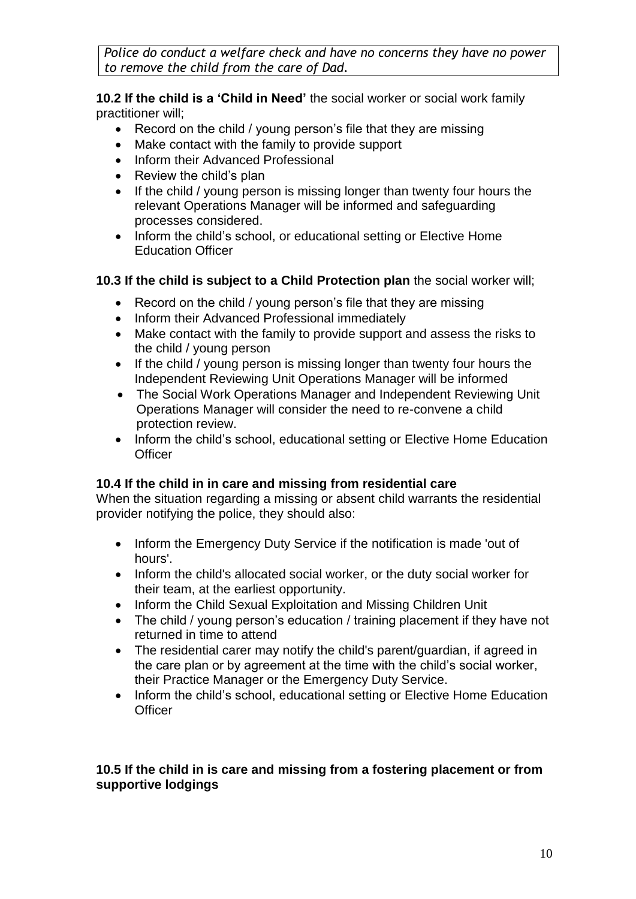*Police do conduct a welfare check and have no concerns they have no power to remove the child from the care of Dad.*

**10.2 If the child is a 'Child in Need'** the social worker or social work family practitioner will;

- Record on the child / young person's file that they are missing
- Make contact with the family to provide support
- Inform their Advanced Professional
- Review the child's plan
- If the child / young person is missing longer than twenty four hours the relevant Operations Manager will be informed and safeguarding processes considered.
- Inform the child's school, or educational setting or Elective Home Education Officer

**10.3 If the child is subject to a Child Protection plan** the social worker will;

- Record on the child / young person's file that they are missing
- Inform their Advanced Professional immediately
- Make contact with the family to provide support and assess the risks to the child / young person
- If the child / young person is missing longer than twenty four hours the Independent Reviewing Unit Operations Manager will be informed
- The Social Work Operations Manager and Independent Reviewing Unit Operations Manager will consider the need to re-convene a child protection review.
- Inform the child's school, educational setting or Elective Home Education Officer

**10.4 If the child in in care and missing from residential care**

When the situation regarding a missing or absent child warrants the residential provider notifying the police, they should also:

- Inform the Emergency Duty Service if the notification is made 'out of hours'.
- Inform the child's allocated social worker, or the duty social worker for their team, at the earliest opportunity.
- Inform the Child Sexual Exploitation and Missing Children Unit
- The child / young person's education / training placement if they have not returned in time to attend
- The residential carer may notify the child's parent/guardian, if agreed in the care plan or by agreement at the time with the child's social worker, their Practice Manager or the Emergency Duty Service.
- Inform the child's school, educational setting or Elective Home Education Officer

**10.5 If the child in is care and missing from a fostering placement or from supportive lodgings**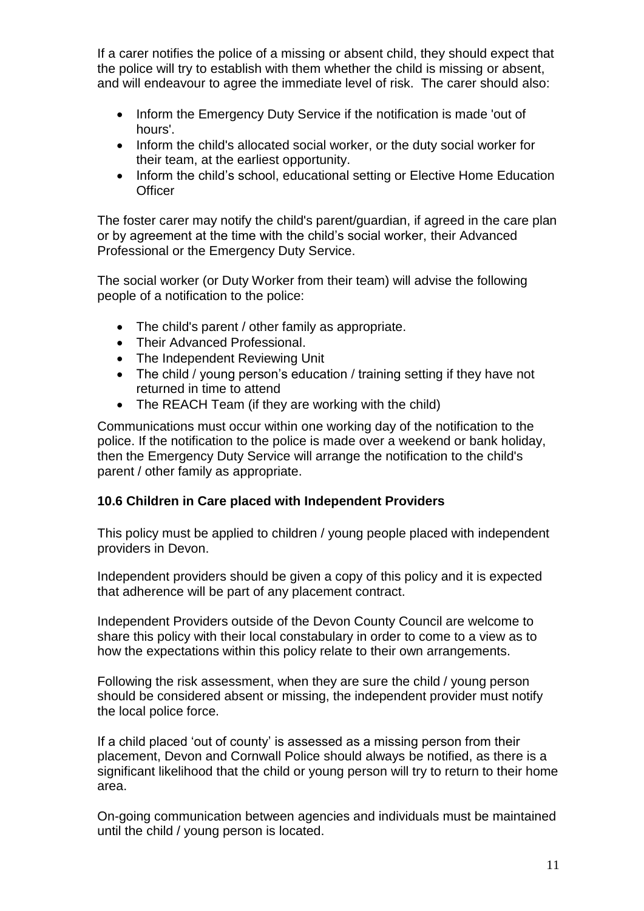If a carer notifies the police of a missing or absent child, they should expect that the police will try to establish with them whether the child is missing or absent, and will endeavour to agree the immediate level of risk. The carer should also:

- Inform the Emergency Duty Service if the notification is made 'out of hours'.
- Inform the child's allocated social worker, or the duty social worker for their team, at the earliest opportunity.
- Inform the child's school, educational setting or Elective Home Education Officer

The foster carer may notify the child's parent/guardian, if agreed in the care plan or by agreement at the time with the child's social worker, their Advanced Professional or the Emergency Duty Service.

The social worker (or Duty Worker from their team) will advise the following people of a notification to the police:

- The child's parent / other family as appropriate.
- Their Advanced Professional.
- The Independent Reviewing Unit
- The child / young person's education / training setting if they have not returned in time to attend
- The REACH Team (if they are working with the child)

Communications must occur within one working day of the notification to the police. If the notification to the police is made over a weekend or bank holiday, then the Emergency Duty Service will arrange the notification to the child's parent / other family as appropriate.

### 10.6 Children in Care placed with Independent Providers

This policy must be applied to children / young people placed with independent providers in Devon.

Independent providers should be given a copy of this policy and it is expected that adherence will be part of any placement contract.

Independent Providers outside of the Devon County Council are welcome to share this policy with their local constabulary in order to come to a view as to how the expectations within this policy relate to their own arrangements.

Following the risk assessment, when they are sure the child / young person should be considered absent or missing, the independent provider must notify the local police force.

If a child placed 'out of county' is assessed as a missing person from their placement, Devon and Cornwall Police should always be notified, as there is a significant likelihood that the child or young person will try to return to their home area.

On-going communication between agencies and individuals must be maintained until the child / young person is located.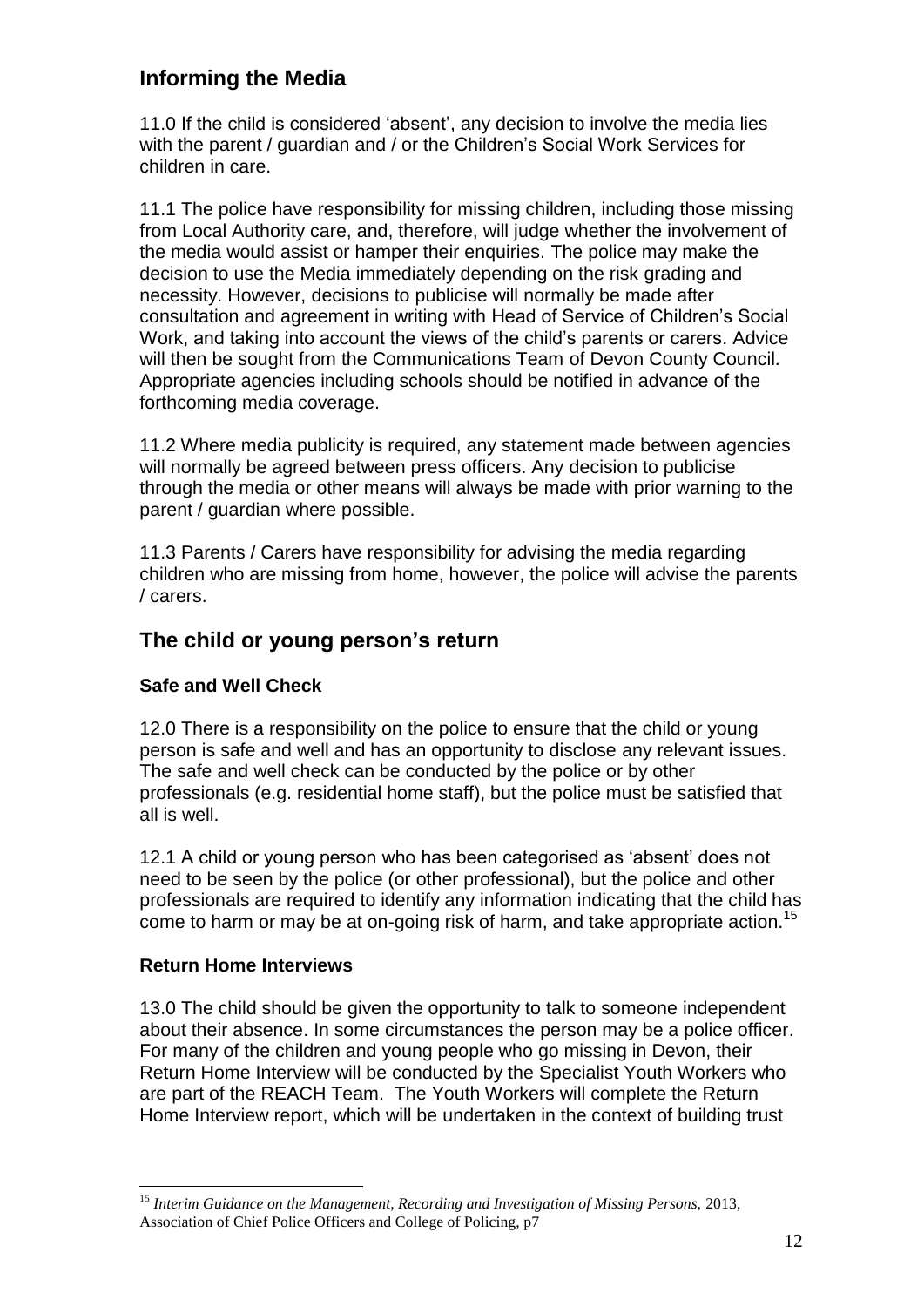## Informing the Media

11.0 If the child is considered 'absent', any decision to involve the media lies with the parent / guardian and / or the Children's Social Work Services for children in care.

11.1 The police have responsibility for missing children, including those missing from Local Authority care, and, therefore, will judge whether the involvement of the media would assist or hamper their enquiries. The police may make the decision to use the Media immediately depending on the risk grading and necessity. However, decisions to publicise will normally be made after consultation and agreement in writing with Head of Service of Children's Social Work, and taking into account the views of the child's parents or carers. Advice will then be sought from the Communications Team of Devon County Council. Appropriate agencies including schools should be notified in advance of the forthcoming media coverage.

11.2 Where media publicity is required, any statement made between agencies will normally be agreed between press officers. Any decision to publicise through the media or other means will always be made with prior warning to the parent / guardian where possible.

11.3 Parents / Carers have responsibility for advising the media regarding children who are missing from home, however, the police will advise the parents / carers.

## The child or young person's return

### Safe and Well Check

12.0 There is a responsibility on the police to ensure that the child or young person is safe and well and has an opportunity to disclose any relevant issues. The safe and well check can be conducted by the police or by other professionals (e.g. residential home staff), but the police must be satisfied that all is well.

12.1 A child or young person who has been categorised as 'absent' does not need to be seen by the police (or other professional), but the police and other professionals are required to identify any information indicating that the child has come to harm or may be at on-going risk of harm, and take appropriate action.[15]

### Return Home Interviews

13.0 The child should be given the opportunity to talk to someone independent about their absence. In some circumstances the person may be a police officer. For many of the children and young people who go missing in Devon, their Return Home Interview will be conducted by the Specialist Youth Workers who are part of the REACH Team. The Youth Workers will complete the Return Home Interview report, which will be undertaken in the context of building trust

---

[15] *Interim Guidance on the Management, Recording and Investigation of Missing Persons,* 2013, Association of Chief Police Officers and College of Policing, p7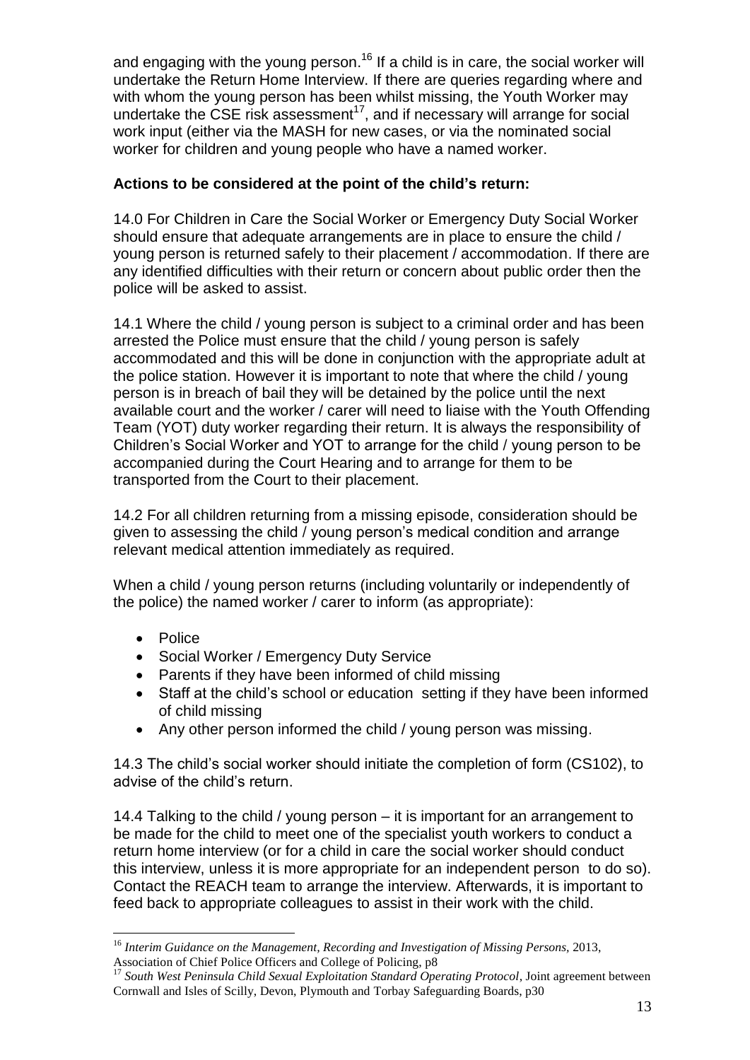and engaging with the young person.[16] If a child is in care, the social worker will undertake the Return Home Interview. If there are queries regarding where and with whom the young person has been whilst missing, the Youth Worker may undertake the CSE risk assessment[17], and if necessary will arrange for social work input (either via the MASH for new cases, or via the nominated social worker for children and young people who have a named worker.

**Actions to be considered at the point of the child's return:**

14.0 For Children in Care the Social Worker or Emergency Duty Social Worker should ensure that adequate arrangements are in place to ensure the child / young person is returned safely to their placement / accommodation. If there are any identified difficulties with their return or concern about public order then the police will be asked to assist.

14.1 Where the child / young person is subject to a criminal order and has been arrested the Police must ensure that the child / young person is safely accommodated and this will be done in conjunction with the appropriate adult at the police station. However it is important to note that where the child / young person is in breach of bail they will be detained by the police until the next available court and the worker / carer will need to liaise with the Youth Offending Team (YOT) duty worker regarding their return. It is always the responsibility of Children's Social Worker and YOT to arrange for the child / young person to be accompanied during the Court Hearing and to arrange for them to be transported from the Court to their placement.

14.2 For all children returning from a missing episode, consideration should be given to assessing the child / young person's medical condition and arrange relevant medical attention immediately as required.

When a child / young person returns (including voluntarily or independently of the police) the named worker / carer to inform (as appropriate):

- Police
- Social Worker / Emergency Duty Service
- Parents if they have been informed of child missing
- Staff at the child's school or education setting if they have been informed of child missing
- Any other person informed the child / young person was missing.

14.3 The child's social worker should initiate the completion of form (CS102), to advise of the child's return.

14.4 Talking to the child / young person – it is important for an arrangement to be made for the child to meet one of the specialist youth workers to conduct a return home interview (or for a child in care the social worker should conduct this interview, unless it is more appropriate for an independent person to do so). Contact the REACH team to arrange the interview. Afterwards, it is important to feed back to appropriate colleagues to assist in their work with the child.

---

[16] *Interim Guidance on the Management, Recording and Investigation of Missing Persons*, 2013, Association of Chief Police Officers and College of Policing, p8

[17] *South West Peninsula Child Sexual Exploitation Standard Operating Protocol*, Joint agreement between Cornwall and Isles of Scilly, Devon, Plymouth and Torbay Safeguarding Boards, p30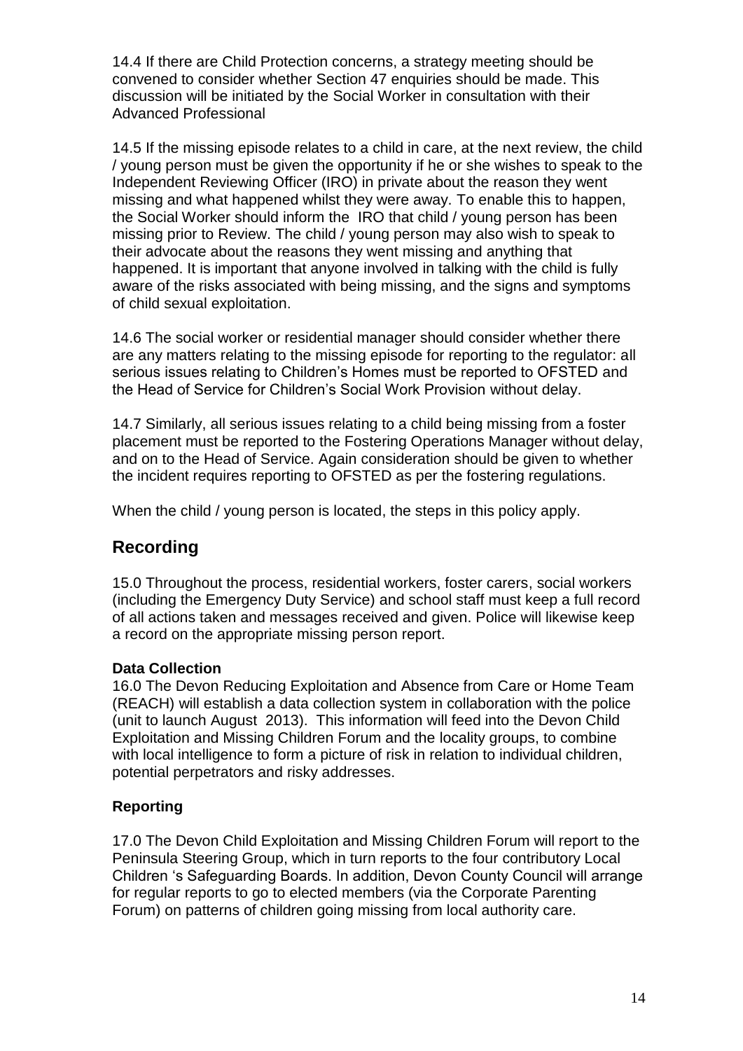14.4 If there are Child Protection concerns, a strategy meeting should be convened to consider whether Section 47 enquiries should be made. This discussion will be initiated by the Social Worker in consultation with their Advanced Professional

14.5 If the missing episode relates to a child in care, at the next review, the child / young person must be given the opportunity if he or she wishes to speak to the Independent Reviewing Officer (IRO) in private about the reason they went missing and what happened whilst they were away. To enable this to happen, the Social Worker should inform the IRO that child / young person has been missing prior to Review. The child / young person may also wish to speak to their advocate about the reasons they went missing and anything that happened. It is important that anyone involved in talking with the child is fully aware of the risks associated with being missing, and the signs and symptoms of child sexual exploitation.

14.6 The social worker or residential manager should consider whether there are any matters relating to the missing episode for reporting to the regulator: all serious issues relating to Children's Homes must be reported to OFSTED and the Head of Service for Children's Social Work Provision without delay.

14.7 Similarly, all serious issues relating to a child being missing from a foster placement must be reported to the Fostering Operations Manager without delay, and on to the Head of Service. Again consideration should be given to whether the incident requires reporting to OFSTED as per the fostering regulations.

When the child / young person is located, the steps in this policy apply.

## Recording

15.0 Throughout the process, residential workers, foster carers, social workers (including the Emergency Duty Service) and school staff must keep a full record of all actions taken and messages received and given. Police will likewise keep a record on the appropriate missing person report.

**Data Collection**

16.0 The Devon Reducing Exploitation and Absence from Care or Home Team (REACH) will establish a data collection system in collaboration with the police (unit to launch August 2013). This information will feed into the Devon Child Exploitation and Missing Children Forum and the locality groups, to combine with local intelligence to form a picture of risk in relation to individual children, potential perpetrators and risky addresses.

**Reporting**

17.0 The Devon Child Exploitation and Missing Children Forum will report to the Peninsula Steering Group, which in turn reports to the four contributory Local Children 's Safeguarding Boards. In addition, Devon County Council will arrange for regular reports to go to elected members (via the Corporate Parenting Forum) on patterns of children going missing from local authority care.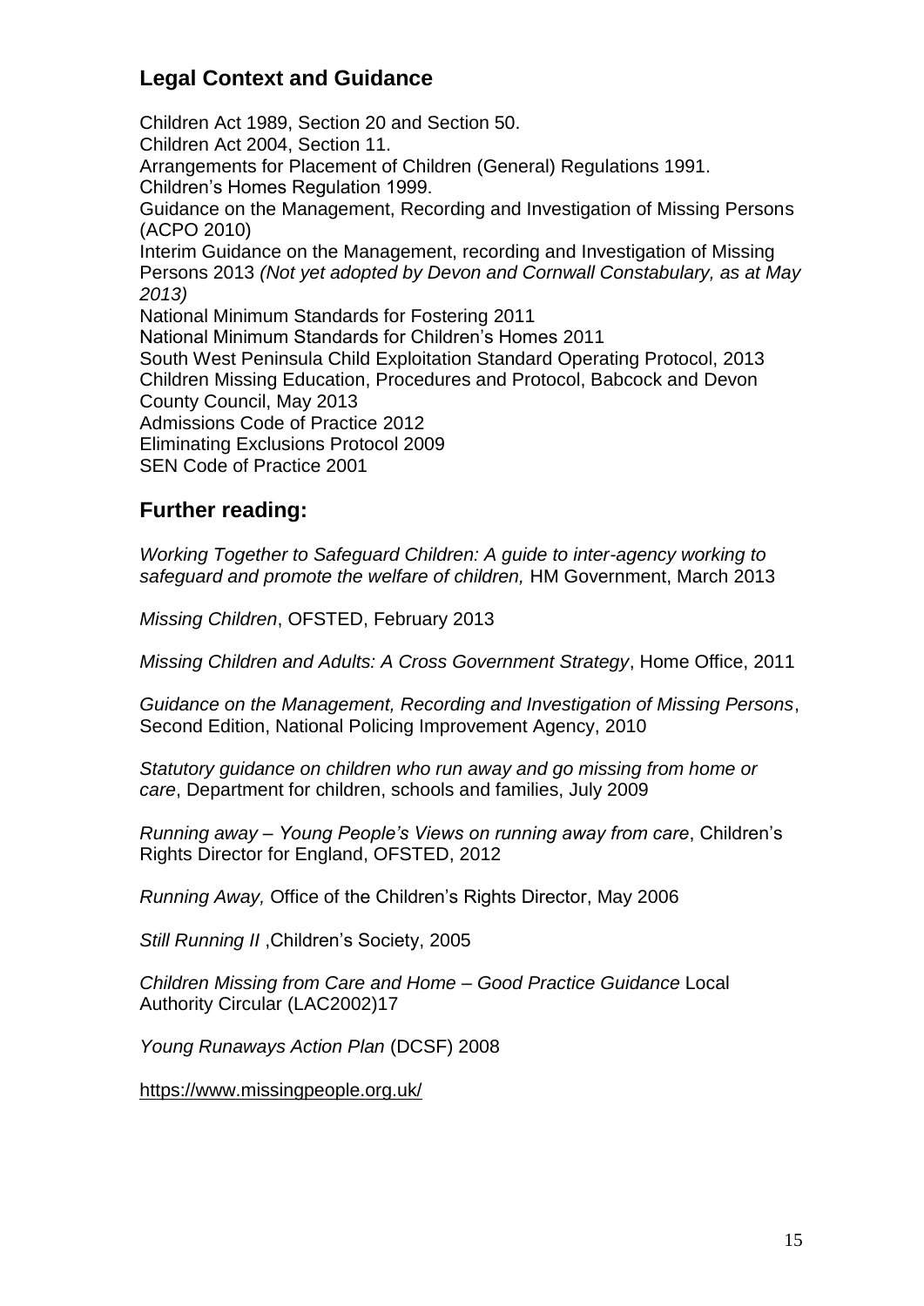## Legal Context and Guidance

Children Act 1989, Section 20 and Section 50.
Children Act 2004, Section 11.
Arrangements for Placement of Children (General) Regulations 1991.
Children's Homes Regulation 1999.
Guidance on the Management, Recording and Investigation of Missing Persons (ACPO 2010)
Interim Guidance on the Management, recording and Investigation of Missing Persons 2013 *(Not yet adopted by Devon and Cornwall Constabulary, as at May 2013)*
National Minimum Standards for Fostering 2011
National Minimum Standards for Children's Homes 2011
South West Peninsula Child Exploitation Standard Operating Protocol, 2013
Children Missing Education, Procedures and Protocol, Babcock and Devon County Council, May 2013
Admissions Code of Practice 2012
Eliminating Exclusions Protocol 2009
SEN Code of Practice 2001

## Further reading:

*Working Together to Safeguard Children: A guide to inter-agency working to safeguard and promote the welfare of children,* HM Government, March 2013

*Missing Children*, OFSTED, February 2013

*Missing Children and Adults: A Cross Government Strategy*, Home Office, 2011

*Guidance on the Management, Recording and Investigation of Missing Persons*, Second Edition, National Policing Improvement Agency, 2010

*Statutory guidance on children who run away and go missing from home or care*, Department for children, schools and families, July 2009

*Running away – Young People's Views on running away from care*, Children's Rights Director for England, OFSTED, 2012

*Running Away,* Office of the Children's Rights Director, May 2006

*Still Running II* ,Children's Society, 2005

*Children Missing from Care and Home – Good Practice Guidance* Local Authority Circular (LAC2002)17

*Young Runaways Action Plan* (DCSF) 2008

https://www.missingpeople.org.uk/